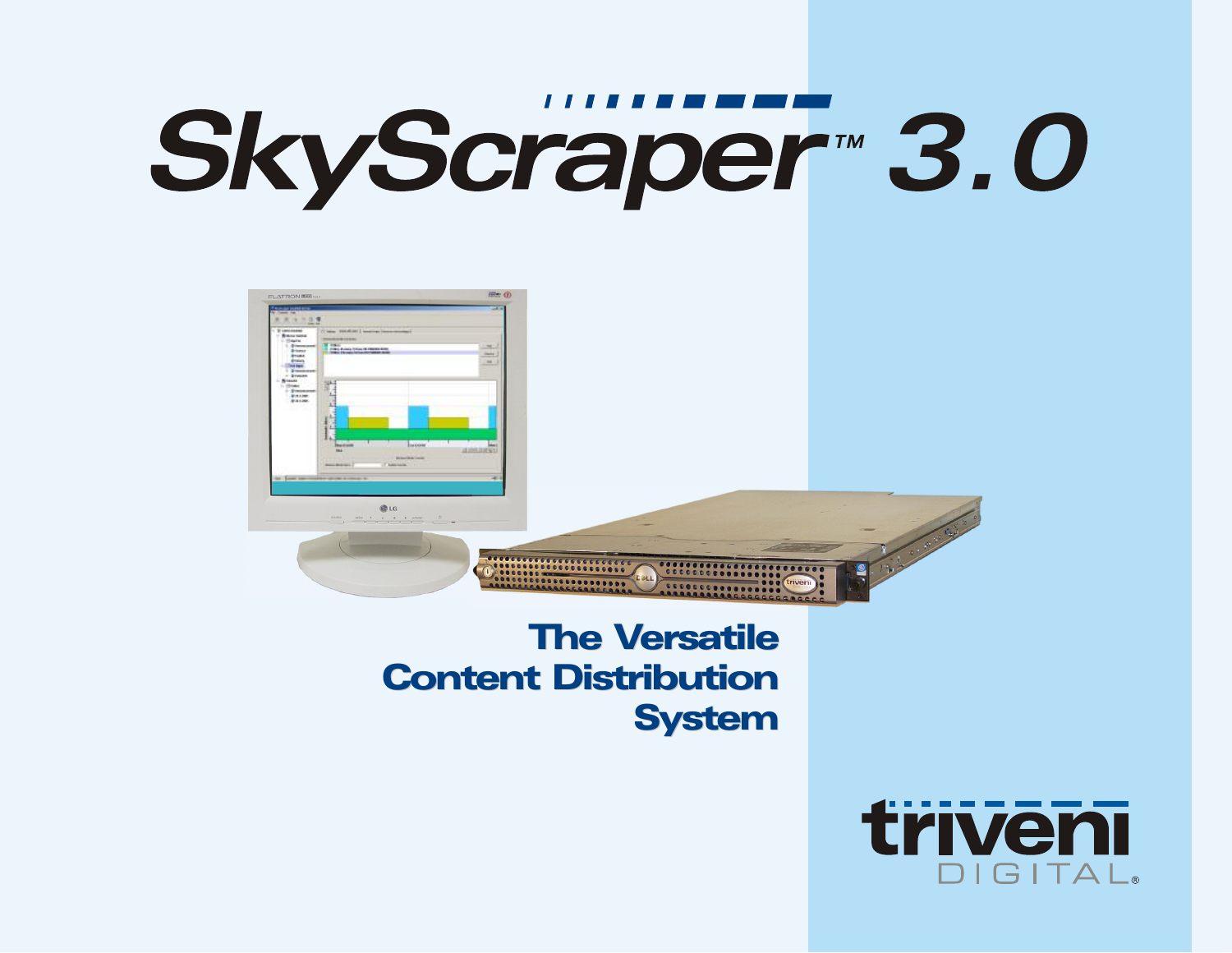# SkyScraper™ 3.0

## The Versatile Content Distribution System

triveni DIGITAL®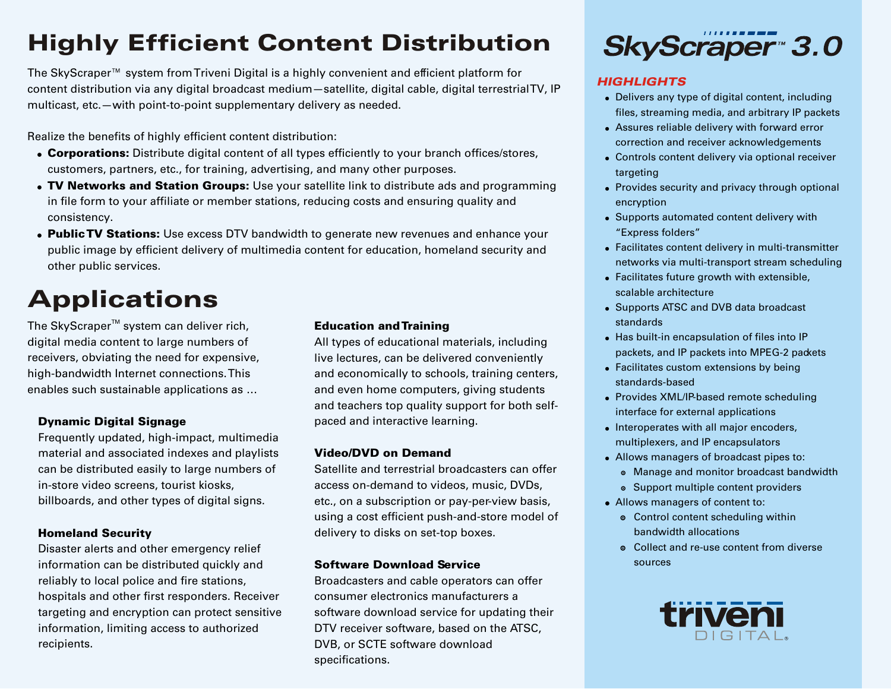# Highly Efficient Content Distribution

The SkyScraper™ system from Triveni Digital is a highly convenient and efficient platform for content distribution via any digital broadcast medium—satellite, digital cable, digital terrestrial TV, IP multicast, etc.—with point-to-point supplementary delivery as needed.

Realize the benefits of highly efficient content distribution:

- **Corporations:** Distribute digital content of all types efficiently to your branch offices/stores, customers, partners, etc., for training, advertising, and many other purposes.
- **TV Networks and Station Groups:** Use your satellite link to distribute ads and programming in file form to your affiliate or member stations, reducing costs and ensuring quality and consistency.
- **Public TV Stations:** Use excess DTV bandwidth to generate new revenues and enhance your public image by efficient delivery of multimedia content for education, homeland security and other public services.

# Applications

The SkyScraper™ system can deliver rich, digital media content to large numbers of receivers, obviating the need for expensive, high-bandwidth Internet connections. This enables such sustainable applications as …

### Dynamic Digital Signage

Frequently updated, high-impact, multimedia material and associated indexes and playlists can be distributed easily to large numbers of in-store video screens, tourist kiosks, billboards, and other types of digital signs.

### Homeland Security

Disaster alerts and other emergency relief information can be distributed quickly and reliably to local police and fire stations, hospitals and other first responders. Receiver targeting and encryption can protect sensitive information, limiting access to authorized recipients.

### Education and Training

All types of educational materials, including live lectures, can be delivered conveniently and economically to schools, training centers, and even home computers, giving students and teachers top quality support for both self-paced and interactive learning.

### Video/DVD on Demand

Satellite and terrestrial broadcasters can offer access on-demand to videos, music, DVDs, etc., on a subscription or pay-per-view basis, using a cost efficient push-and-store model of delivery to disks on set-top boxes.

### Software Download Service

Broadcasters and cable operators can offer consumer electronics manufacturers a software download service for updating their DTV receiver software, based on the ATSC, DVB, or SCTE software download specifications.

## SkyScraper™ 3.0

### *HIGHLIGHTS*

- Delivers any type of digital content, including files, streaming media, and arbitrary IP packets
- Assures reliable delivery with forward error correction and receiver acknowledgements
- Controls content delivery via optional receiver targeting
- Provides security and privacy through optional encryption
- Supports automated content delivery with "Express folders"
- Facilitates content delivery in multi-transmitter networks via multi-transport stream scheduling
- Facilitates future growth with extensible, scalable architecture
- Supports ATSC and DVB data broadcast standards
- Has built-in encapsulation of files into IP packets, and IP packets into MPEG-2 packets
- Facilitates custom extensions by being standards-based
- Provides XML/IP-based remote scheduling interface for external applications
- Interoperates with all major encoders, multiplexers, and IP encapsulators
- Allows managers of broadcast pipes to:
  - Manage and monitor broadcast bandwidth
  - Support multiple content providers
- Allows managers of content to:
  - Control content scheduling within bandwidth allocations
  - Collect and re-use content from diverse sources

triveni DIGITAL®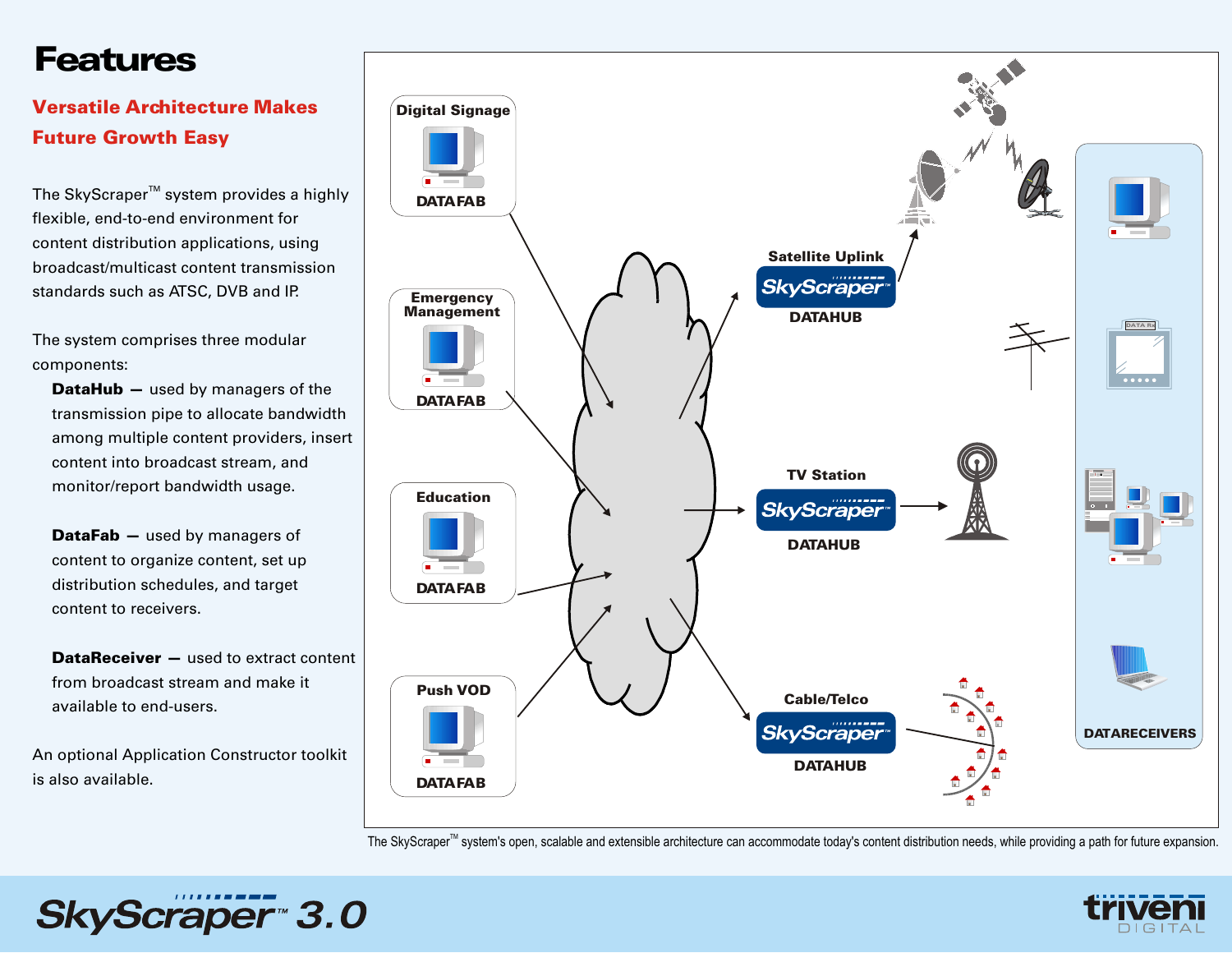# Features

## Versatile Architecture Makes Future Growth Easy

The SkyScraper™ system provides a highly flexible, end-to-end environment for content distribution applications, using broadcast/multicast content transmission standards such as ATSC, DVB and IP.

The system comprises three modular components:

**DataHub —** used by managers of the transmission pipe to allocate bandwidth among multiple content providers, insert content into broadcast stream, and monitor/report bandwidth usage.

**DataFab —** used by managers of content to organize content, set up distribution schedules, and target content to receivers.

**DataReceiver —** used to extract content from broadcast stream and make it available to end-users.

An optional Application Constructor toolkit is also available.

Digital Signage DATAFAB

Emergency Management DATAFAB

Education DATAFAB

Push VOD DATAFAB

Satellite Uplink SkyScraper™ DATAHUB

TV Station SkyScraper™ DATAHUB

Cable/Telco SkyScraper™ DATAHUB

DATARECEIVERS

The SkyScraper™ system's open, scalable and extensible architecture can accommodate today's content distribution needs, while providing a path for future expansion.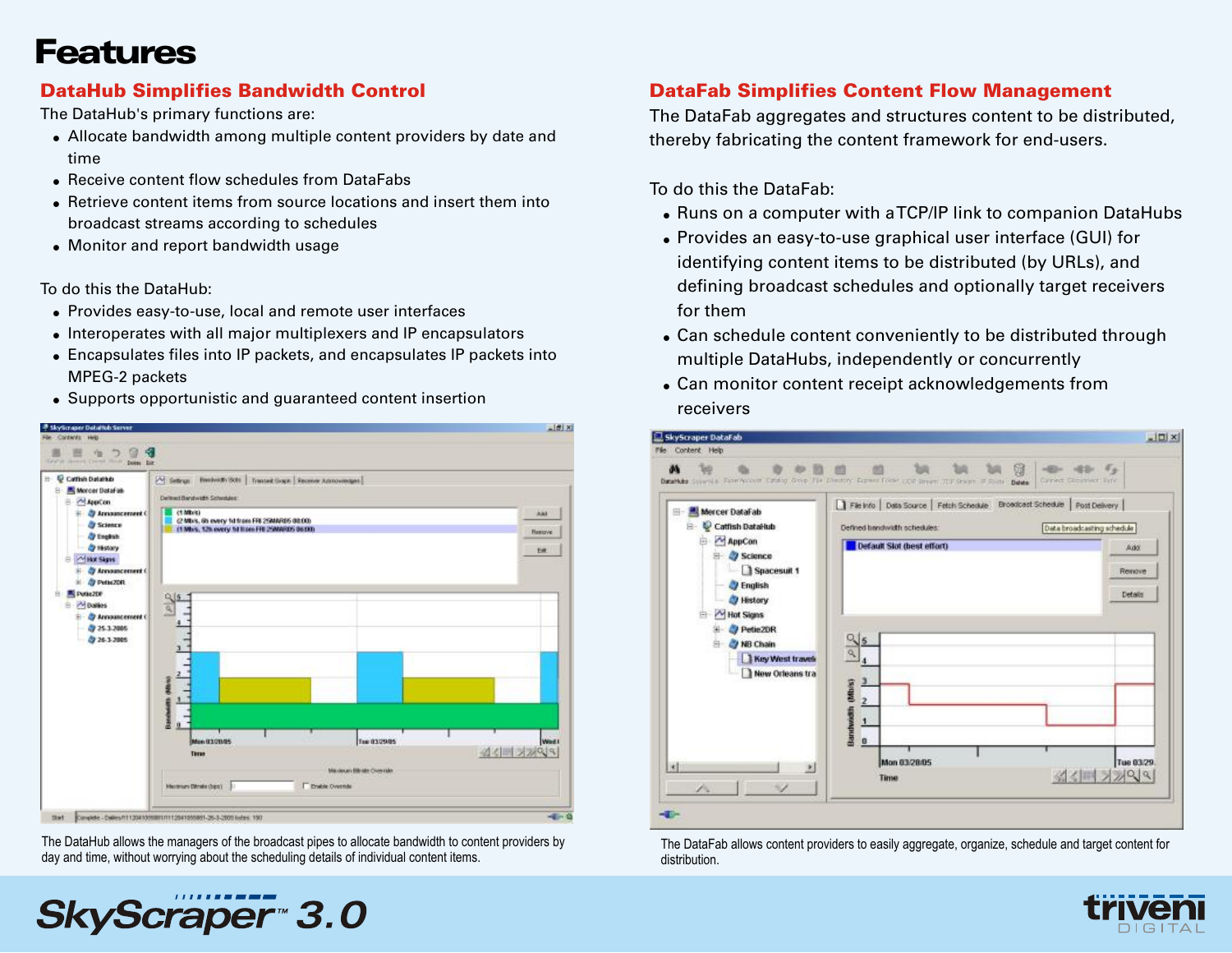# Features

## DataHub Simplifies Bandwidth Control

The DataHub's primary functions are:

- Allocate bandwidth among multiple content providers by date and time
- Receive content flow schedules from DataFabs
- Retrieve content items from source locations and insert them into broadcast streams according to schedules
- Monitor and report bandwidth usage

To do this the DataHub:

- Provides easy-to-use, local and remote user interfaces
- Interoperates with all major multiplexers and IP encapsulators
- Encapsulates files into IP packets, and encapsulates IP packets into MPEG-2 packets
- Supports opportunistic and guaranteed content insertion

The DataHub allows the managers of the broadcast pipes to allocate bandwidth to content providers by day and time, without worrying about the scheduling details of individual content items.

## DataFab Simplifies Content Flow Management

The DataFab aggregates and structures content to be distributed, thereby fabricating the content framework for end-users.

To do this the DataFab:

- Runs on a computer with a TCP/IP link to companion DataHubs
- Provides an easy-to-use graphical user interface (GUI) for identifying content items to be distributed (by URLs), and defining broadcast schedules and optionally target receivers for them
- Can schedule content conveniently to be distributed through multiple DataHubs, independently or concurrently
- Can monitor content receipt acknowledgements from receivers

The DataFab allows content providers to easily aggregate, organize, schedule and target content for distribution.

SkyScraper™ 3.0

triveni DIGITAL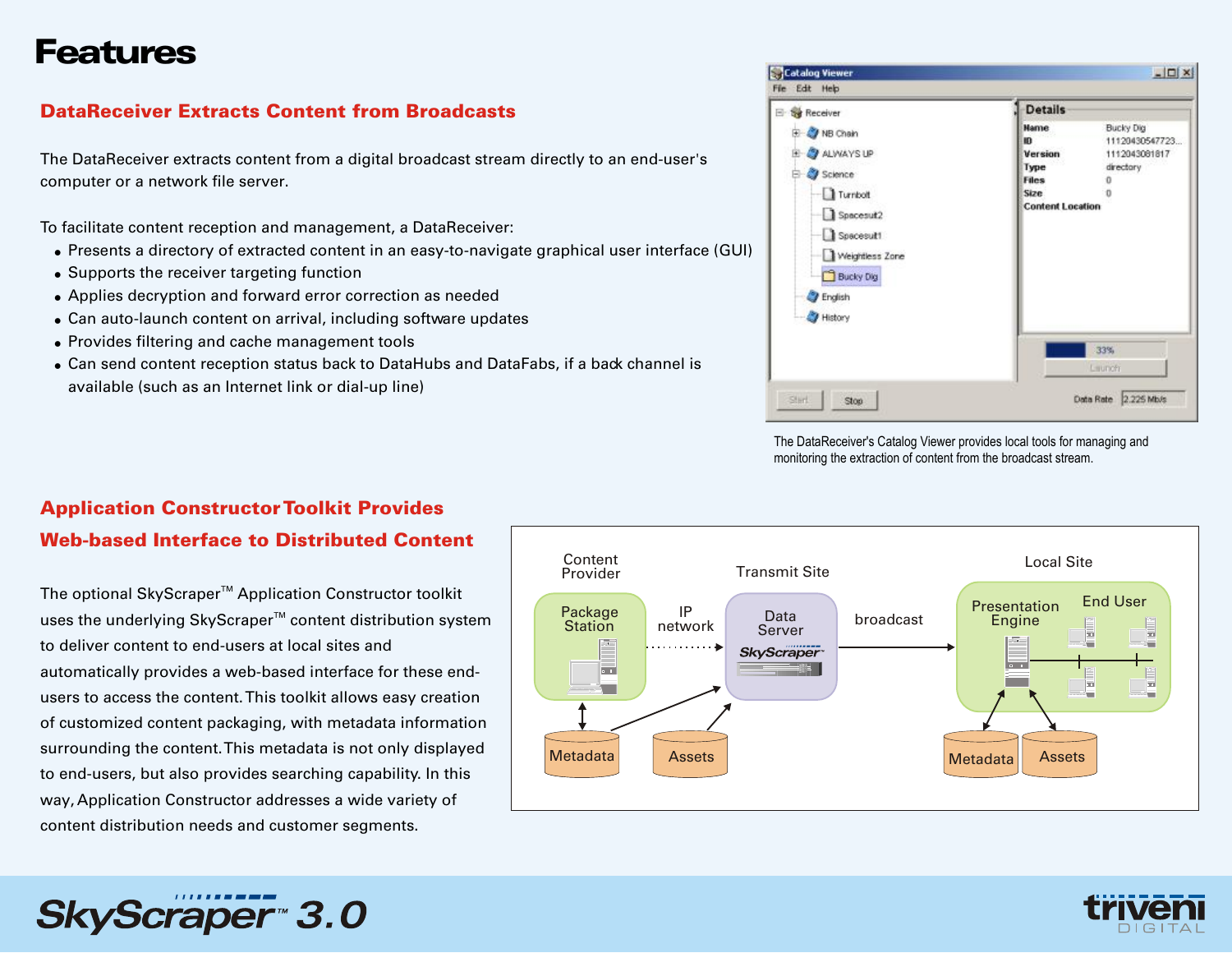# Features

## DataReceiver Extracts Content from Broadcasts

The DataReceiver extracts content from a digital broadcast stream directly to an end-user's computer or a network file server.

To facilitate content reception and management, a DataReceiver:

- Presents a directory of extracted content in an easy-to-navigate graphical user interface (GUI)
- Supports the receiver targeting function
- Applies decryption and forward error correction as needed
- Can auto-launch content on arrival, including software updates
- Provides filtering and cache management tools
- Can send content reception status back to DataHubs and DataFabs, if a back channel is available (such as an Internet link or dial-up line)

The DataReceiver's Catalog Viewer provides local tools for managing and monitoring the extraction of content from the broadcast stream.

## Application Constructor Toolkit Provides Web-based Interface to Distributed Content

The optional SkyScraper™ Application Constructor toolkit uses the underlying SkyScraper™ content distribution system to deliver content to end-users at local sites and automatically provides a web-based interface for these end-users to access the content. This toolkit allows easy creation of customized content packaging, with metadata information surrounding the content. This metadata is not only displayed to end-users, but also provides searching capability. In this way, Application Constructor addresses a wide variety of content distribution needs and customer segments.

Content Provider
Package Station
Metadata
Assets
IP network
Transmit Site
Data Server
SkyScraper
broadcast
Local Site
Presentation Engine
End User
Metadata
Assets